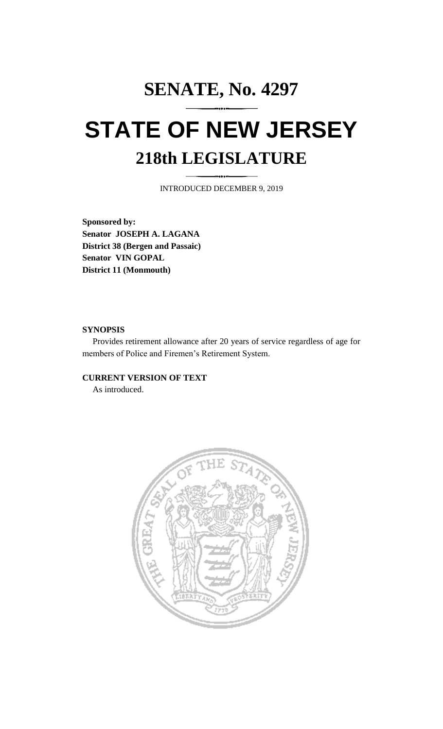# SENATE, No. 4297

# STATE OF NEW JERSEY

## 218th LEGISLATURE

INTRODUCED DECEMBER 9, 2019

**Sponsored by:**
**Senator JOSEPH A. LAGANA**
**District 38 (Bergen and Passaic)**
**Senator VIN GOPAL**
**District 11 (Monmouth)**

**SYNOPSIS**

Provides retirement allowance after 20 years of service regardless of age for members of Police and Firemen's Retirement System.

**CURRENT VERSION OF TEXT**

As introduced.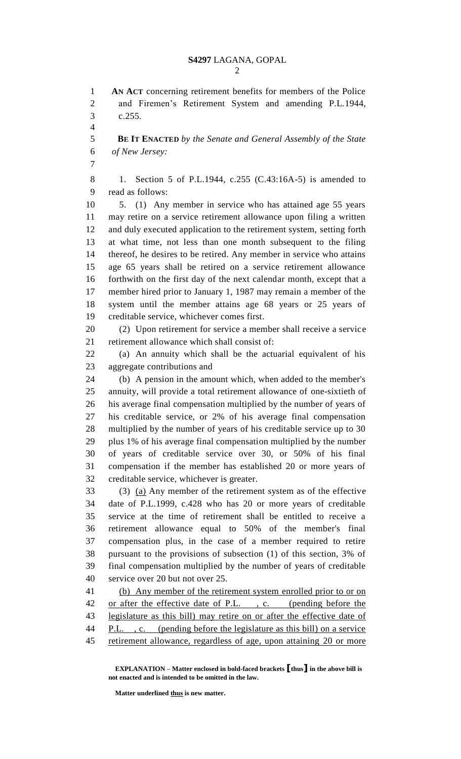**AN ACT** concerning retirement benefits for members of the Police and Firemen's Retirement System and amending P.L.1944, c.255.

**BE IT ENACTED** *by the Senate and General Assembly of the State of New Jersey:*

1. Section 5 of P.L.1944, c.255 (C.43:16A-5) is amended to read as follows:

5. (1) Any member in service who has attained age 55 years may retire on a service retirement allowance upon filing a written and duly executed application to the retirement system, setting forth at what time, not less than one month subsequent to the filing thereof, he desires to be retired. Any member in service who attains age 65 years shall be retired on a service retirement allowance forthwith on the first day of the next calendar month, except that a member hired prior to January 1, 1987 may remain a member of the system until the member attains age 68 years or 25 years of creditable service, whichever comes first.

(2) Upon retirement for service a member shall receive a service retirement allowance which shall consist of:

(a) An annuity which shall be the actuarial equivalent of his aggregate contributions and

(b) A pension in the amount which, when added to the member's annuity, will provide a total retirement allowance of one-sixtieth of his average final compensation multiplied by the number of years of his creditable service, or 2% of his average final compensation multiplied by the number of years of his creditable service up to 30 plus 1% of his average final compensation multiplied by the number of years of creditable service over 30, or 50% of his final compensation if the member has established 20 or more years of creditable service, whichever is greater.

(3) <u>(a)</u> Any member of the retirement system as of the effective date of P.L.1999, c.428 who has 20 or more years of creditable service at the time of retirement shall be entitled to receive a retirement allowance equal to 50% of the member's final compensation plus, in the case of a member required to retire pursuant to the provisions of subsection (1) of this section, 3% of final compensation multiplied by the number of years of creditable service over 20 but not over 25.

<u>(b) Any member of the retirement system enrolled prior to or on or after the effective date of P.L. , c. (pending before the legislature as this bill) may retire on or after the effective date of P.L. , c. (pending before the legislature as this bill) on a service retirement allowance, regardless of age, upon attaining 20 or more</u>

**EXPLANATION – Matter enclosed in bold-faced brackets [thus] in the above bill is not enacted and is intended to be omitted in the law.**

**Matter underlined <u>thus</u> is new matter.**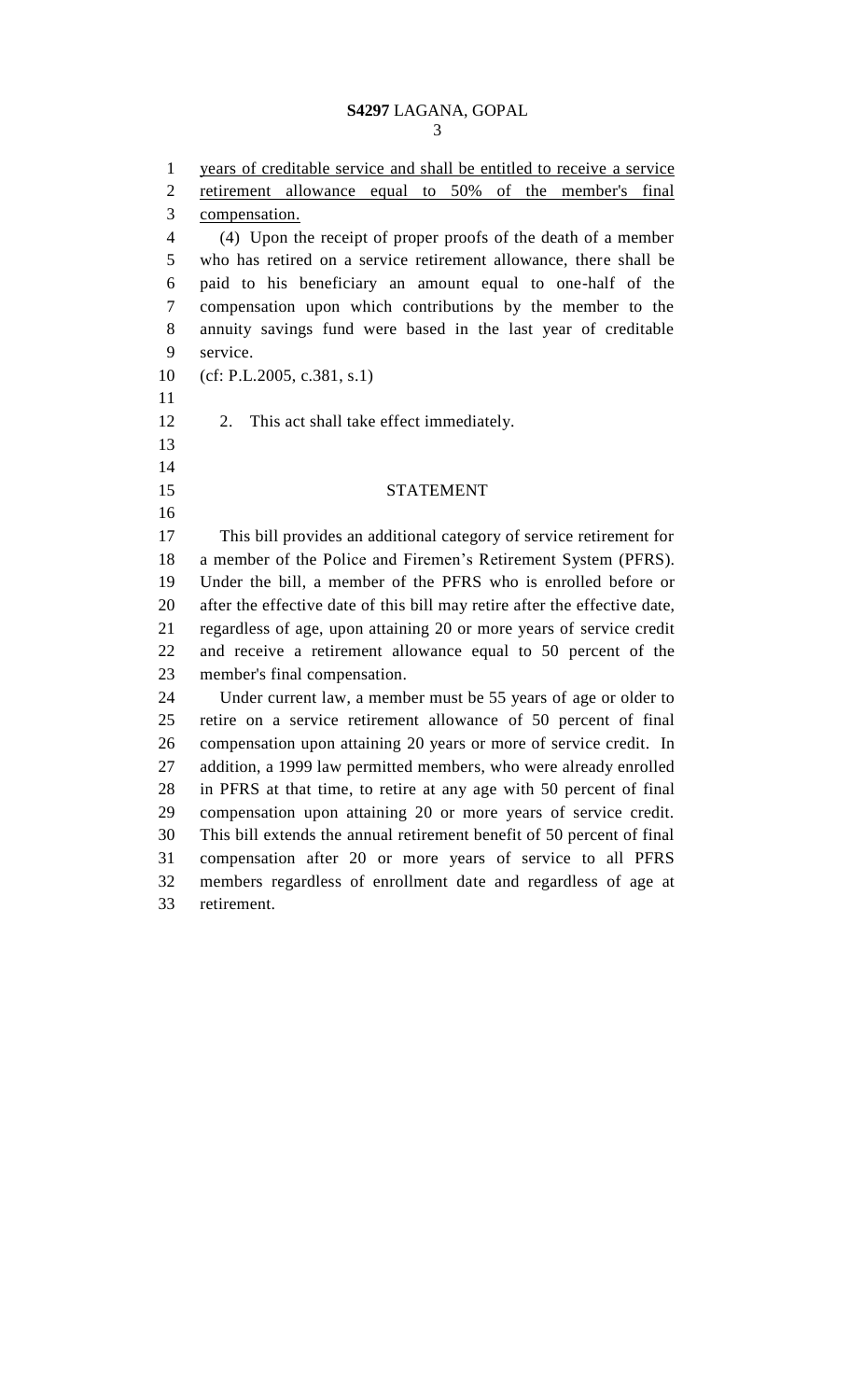years of creditable service and shall be entitled to receive a service retirement allowance equal to 50% of the member's final compensation.

(4) Upon the receipt of proper proofs of the death of a member who has retired on a service retirement allowance, there shall be paid to his beneficiary an amount equal to one-half of the compensation upon which contributions by the member to the annuity savings fund were based in the last year of creditable service.

(cf: P.L.2005, c.381, s.1)

2. This act shall take effect immediately.

## STATEMENT

This bill provides an additional category of service retirement for a member of the Police and Firemen's Retirement System (PFRS). Under the bill, a member of the PFRS who is enrolled before or after the effective date of this bill may retire after the effective date, regardless of age, upon attaining 20 or more years of service credit and receive a retirement allowance equal to 50 percent of the member's final compensation.

Under current law, a member must be 55 years of age or older to retire on a service retirement allowance of 50 percent of final compensation upon attaining 20 years or more of service credit. In addition, a 1999 law permitted members, who were already enrolled in PFRS at that time, to retire at any age with 50 percent of final compensation upon attaining 20 or more years of service credit. This bill extends the annual retirement benefit of 50 percent of final compensation after 20 or more years of service to all PFRS members regardless of enrollment date and regardless of age at retirement.